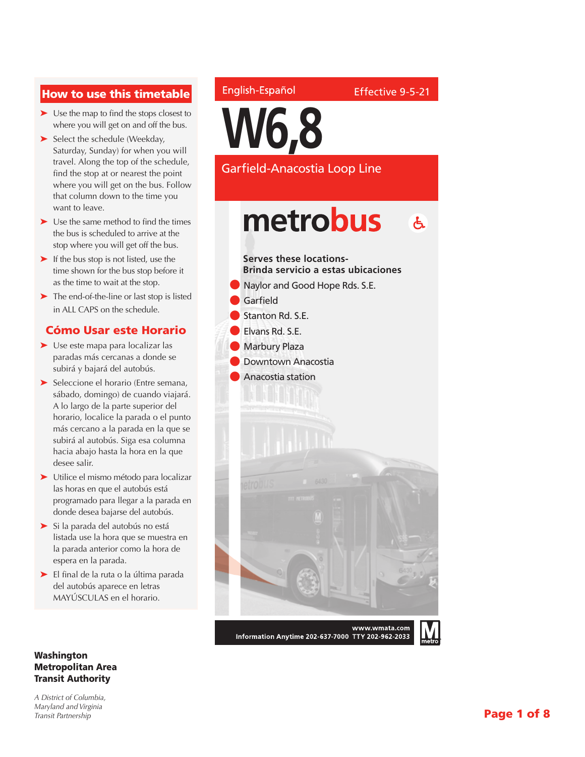## How to use this timetable

- Use the map to find the stops closest to where you will get on and off the bus.
- Select the schedule (Weekday, Saturday, Sunday) for when you will travel. Along the top of the schedule, find the stop at or nearest the point where you will get on the bus. Follow that column down to the time you want to leave.
- Use the same method to find the times the bus is scheduled to arrive at the stop where you will get off the bus.
- If the bus stop is not listed, use the time shown for the bus stop before it as the time to wait at the stop.
- The end-of-the-line or last stop is listed in ALL CAPS on the schedule.

## Cómo Usar este Horario

- Use este mapa para localizar las paradas más cercanas a donde se subirá y bajará del autobús.
- Seleccione el horario (Entre semana, sábado, domingo) de cuando viajará. A lo largo de la parte superior del horario, localice la parada o el punto más cercano a la parada en la que se subirá al autobús. Siga esa columna hacia abajo hasta la hora en la que desee salir.
- Utilice el mismo método para localizar las horas en que el autobús está programado para llegar a la parada en donde desea bajarse del autobús.
- Si la parada del autobús no está listada use la hora que se muestra en la parada anterior como la hora de espera en la parada.
- El final de la ruta o la última parada del autobús aparece en letras MAYÚSCULAS en el horario.

English-Español

Effective 9-5-21

# W6,8

## Garfield-Anacostia Loop Line

**metrobus**

**Serves these locations-**
**Brinda servicio a estas ubicaciones**

- Naylor and Good Hope Rds. S.E.
- Garfield
- Stanton Rd. S.E.
- Elvans Rd. S.E.
- Marbury Plaza
- Downtown Anacostia
- Anacostia station

**www.wmata.com**
**Information Anytime 202-637-7000 TTY 202-962-2033**

**Washington Metropolitan Area Transit Authority**

*A District of Columbia, Maryland and Virginia Transit Partnership*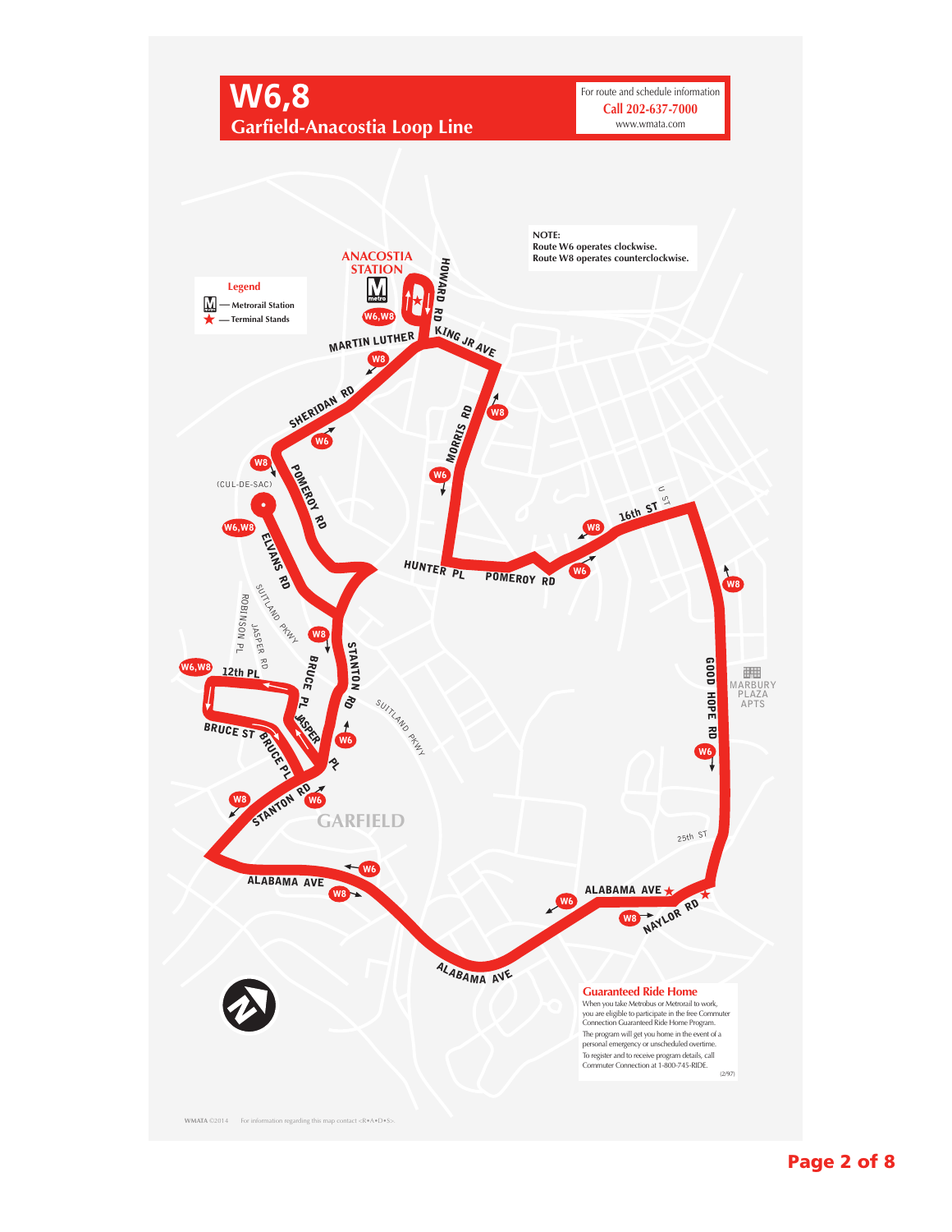# W6,8

## Garfield-Anacostia Loop Line

For route and schedule information
**Call 202-637-7000**
www.wmata.com

**NOTE:**
**Route W6 operates clockwise.**
**Route W8 operates counterclockwise.**

**Legend**
- Metrorail Station
- Terminal Stands

ANACOSTIA STATION

W6,W8

HOWARD RD

MARTIN LUTHER KING JR AVE

SHERIDAN RD

MORRIS RD

(CUL-DE-SAC)

POMEROY RD

ELVANS RD

HUNTER PL

POMEROY RD

16th ST

U ST

ROBINSON PL

SUITLAND PKWY

JASPER RD

12th PL

BRUCE PL

STANTON RD

BRUCE ST

JASPER PL

SUITLAND PKWY

GOOD HOPE RD

MARBURY PLAZA APTS

STANTON RD

GARFIELD

25th ST

ALABAMA AVE

ALABAMA AVE

NAYLOR RD

ALABAMA AVE

**Guaranteed Ride Home**

When you take Metrobus or Metrorail to work, you are eligible to participate in the free Commuter Connection Guaranteed Ride Home Program.

The program will get you home in the event of a personal emergency or unscheduled overtime.

To register and to receive program details, call Commuter Connection at 1-800-745-RIDE.

(2/97)

WMATA ©2014 For information regarding this map contact <R•A•D•S>.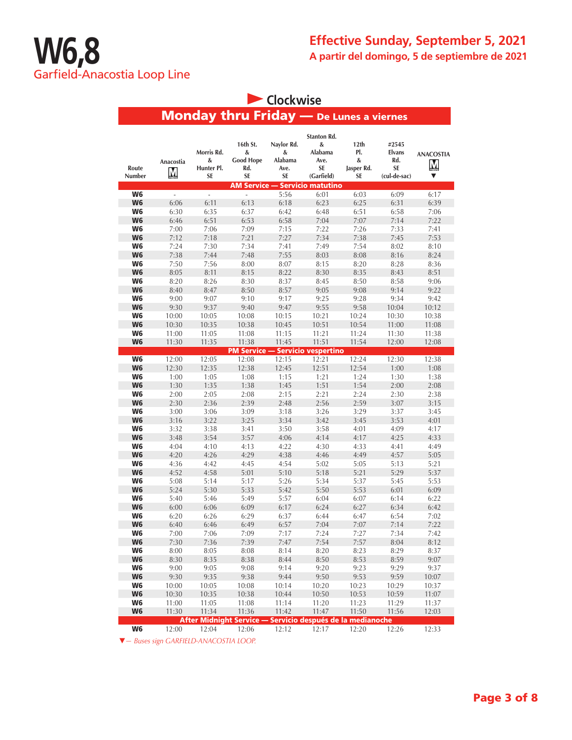# W6,8

Garfield-Anacostia Loop Line

## Effective Sunday, September 5, 2021

**A partir del domingo, 5 de septiembre de 2021**

### ▶ Clockwise

## Monday thru Friday — De Lunes a viernes

| Route Number | Anacostia M | Morris Rd. & Hunter Pl. SE | 16th St. & Good Hope Rd. SE | Naylor Rd. & Alabama Ave. SE | Stanton Rd. & Alabama Ave. SE (Garfield) | 12th Pl. & Jasper Rd. SE | #2545 Elvans Rd. SE (cul-de-sac) | ANACOSTIA M ▼ |
|---|---|---|---|---|---|---|---|---|
| **AM Service — Servicio matutino** | | | | | | | | |
| W6 | - | - | - | 5:56 | 6:01 | 6:03 | 6:09 | 6:17 |
| W6 | 6:06 | 6:11 | 6:13 | 6:18 | 6:23 | 6:25 | 6:31 | 6:39 |
| W6 | 6:30 | 6:35 | 6:37 | 6:42 | 6:48 | 6:51 | 6:58 | 7:06 |
| W6 | 6:46 | 6:51 | 6:53 | 6:58 | 7:04 | 7:07 | 7:14 | 7:22 |
| W6 | 7:00 | 7:06 | 7:09 | 7:15 | 7:22 | 7:26 | 7:33 | 7:41 |
| W6 | 7:12 | 7:18 | 7:21 | 7:27 | 7:34 | 7:38 | 7:45 | 7:53 |
| W6 | 7:24 | 7:30 | 7:34 | 7:41 | 7:49 | 7:54 | 8:02 | 8:10 |
| W6 | 7:38 | 7:44 | 7:48 | 7:55 | 8:03 | 8:08 | 8:16 | 8:24 |
| W6 | 7:50 | 7:56 | 8:00 | 8:07 | 8:15 | 8:20 | 8:28 | 8:36 |
| W6 | 8:05 | 8:11 | 8:15 | 8:22 | 8:30 | 8:35 | 8:43 | 8:51 |
| W6 | 8:20 | 8:26 | 8:30 | 8:37 | 8:45 | 8:50 | 8:58 | 9:06 |
| W6 | 8:40 | 8:47 | 8:50 | 8:57 | 9:05 | 9:08 | 9:14 | 9:22 |
| W6 | 9:00 | 9:07 | 9:10 | 9:17 | 9:25 | 9:28 | 9:34 | 9:42 |
| W6 | 9:30 | 9:37 | 9:40 | 9:47 | 9:55 | 9:58 | 10:04 | 10:12 |
| W6 | 10:00 | 10:05 | 10:08 | 10:15 | 10:21 | 10:24 | 10:30 | 10:38 |
| W6 | 10:30 | 10:35 | 10:38 | 10:45 | 10:51 | 10:54 | 11:00 | 11:08 |
| W6 | 11:00 | 11:05 | 11:08 | 11:15 | 11:21 | 11:24 | 11:30 | 11:38 |
| W6 | 11:30 | 11:35 | 11:38 | 11:45 | 11:51 | 11:54 | 12:00 | 12:08 |
| **PM Service — Servicio vespertino** | | | | | | | | |
| W6 | 12:00 | 12:05 | 12:08 | 12:15 | 12:21 | 12:24 | 12:30 | 12:38 |
| W6 | 12:30 | 12:35 | 12:38 | 12:45 | 12:51 | 12:54 | 1:00 | 1:08 |
| W6 | 1:00 | 1:05 | 1:08 | 1:15 | 1:21 | 1:24 | 1:30 | 1:38 |
| W6 | 1:30 | 1:35 | 1:38 | 1:45 | 1:51 | 1:54 | 2:00 | 2:08 |
| W6 | 2:00 | 2:05 | 2:08 | 2:15 | 2:21 | 2:24 | 2:30 | 2:38 |
| W6 | 2:30 | 2:36 | 2:39 | 2:48 | 2:56 | 2:59 | 3:07 | 3:15 |
| W6 | 3:00 | 3:06 | 3:09 | 3:18 | 3:26 | 3:29 | 3:37 | 3:45 |
| W6 | 3:16 | 3:22 | 3:25 | 3:34 | 3:42 | 3:45 | 3:53 | 4:01 |
| W6 | 3:32 | 3:38 | 3:41 | 3:50 | 3:58 | 4:01 | 4:09 | 4:17 |
| W6 | 3:48 | 3:54 | 3:57 | 4:06 | 4:14 | 4:17 | 4:25 | 4:33 |
| W6 | 4:04 | 4:10 | 4:13 | 4:22 | 4:30 | 4:33 | 4:41 | 4:49 |
| W6 | 4:20 | 4:26 | 4:29 | 4:38 | 4:46 | 4:49 | 4:57 | 5:05 |
| W6 | 4:36 | 4:42 | 4:45 | 4:54 | 5:02 | 5:05 | 5:13 | 5:21 |
| W6 | 4:52 | 4:58 | 5:01 | 5:10 | 5:18 | 5:21 | 5:29 | 5:37 |
| W6 | 5:08 | 5:14 | 5:17 | 5:26 | 5:34 | 5:37 | 5:45 | 5:53 |
| W6 | 5:24 | 5:30 | 5:33 | 5:42 | 5:50 | 5:53 | 6:01 | 6:09 |
| W6 | 5:40 | 5:46 | 5:49 | 5:57 | 6:04 | 6:07 | 6:14 | 6:22 |
| W6 | 6:00 | 6:06 | 6:09 | 6:17 | 6:24 | 6:27 | 6:34 | 6:42 |
| W6 | 6:20 | 6:26 | 6:29 | 6:37 | 6:44 | 6:47 | 6:54 | 7:02 |
| W6 | 6:40 | 6:46 | 6:49 | 6:57 | 7:04 | 7:07 | 7:14 | 7:22 |
| W6 | 7:00 | 7:06 | 7:09 | 7:17 | 7:24 | 7:27 | 7:34 | 7:42 |
| W6 | 7:30 | 7:36 | 7:39 | 7:47 | 7:54 | 7:57 | 8:04 | 8:12 |
| W6 | 8:00 | 8:05 | 8:08 | 8:14 | 8:20 | 8:23 | 8:29 | 8:37 |
| W6 | 8:30 | 8:35 | 8:38 | 8:44 | 8:50 | 8:53 | 8:59 | 9:07 |
| W6 | 9:00 | 9:05 | 9:08 | 9:14 | 9:20 | 9:23 | 9:29 | 9:37 |
| W6 | 9:30 | 9:35 | 9:38 | 9:44 | 9:50 | 9:53 | 9:59 | 10:07 |
| W6 | 10:00 | 10:05 | 10:08 | 10:14 | 10:20 | 10:23 | 10:29 | 10:37 |
| W6 | 10:30 | 10:35 | 10:38 | 10:44 | 10:50 | 10:53 | 10:59 | 11:07 |
| W6 | 11:00 | 11:05 | 11:08 | 11:14 | 11:20 | 11:23 | 11:29 | 11:37 |
| W6 | 11:30 | 11:34 | 11:36 | 11:42 | 11:47 | 11:50 | 11:56 | 12:03 |
| **After Midnight Service — Servicio después de la medianoche** | | | | | | | | |
| W6 | 12:00 | 12:04 | 12:06 | 12:12 | 12:17 | 12:20 | 12:26 | 12:33 |

*▼— Buses sign GARFIELD-ANACOSTIA LOOP.*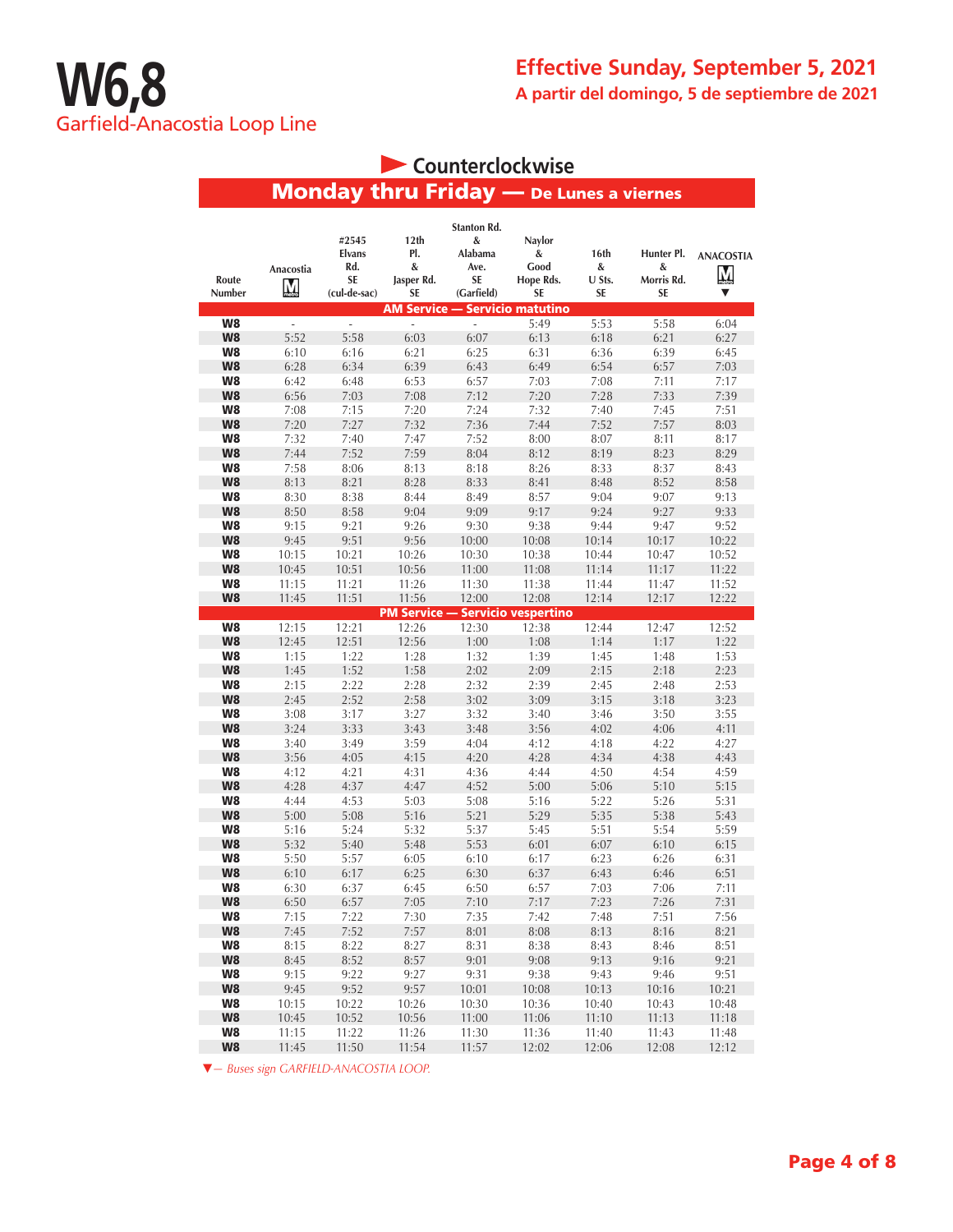# W6,8

Garfield-Anacostia Loop Line

**Effective Sunday, September 5, 2021**

**A partir del domingo, 5 de septiembre de 2021**

## Counterclockwise

## Monday thru Friday — De Lunes a viernes

| Route Number | Anacostia M | #2545 Elvans Rd. SE (cul-de-sac) | 12th Pl. & Jasper Rd. SE | Stanton Rd. & Alabama Ave. SE (Garfield) | Naylor & Good Hope Rds. SE | 16th & U Sts. SE | Hunter Pl. & Morris Rd. SE | ANACOSTIA M ▼ |
|---|---|---|---|---|---|---|---|---|
| **AM Service — Servicio matutino** | | | | | | | | |
| W8 | - | - | - | - | 5:49 | 5:53 | 5:58 | 6:04 |
| W8 | 5:52 | 5:58 | 6:03 | 6:07 | 6:13 | 6:18 | 6:21 | 6:27 |
| W8 | 6:10 | 6:16 | 6:21 | 6:25 | 6:31 | 6:36 | 6:39 | 6:45 |
| W8 | 6:28 | 6:34 | 6:39 | 6:43 | 6:49 | 6:54 | 6:57 | 7:03 |
| W8 | 6:42 | 6:48 | 6:53 | 6:57 | 7:03 | 7:08 | 7:11 | 7:17 |
| W8 | 6:56 | 7:03 | 7:08 | 7:12 | 7:20 | 7:28 | 7:33 | 7:39 |
| W8 | 7:08 | 7:15 | 7:20 | 7:24 | 7:32 | 7:40 | 7:45 | 7:51 |
| W8 | 7:20 | 7:27 | 7:32 | 7:36 | 7:44 | 7:52 | 7:57 | 8:03 |
| W8 | 7:32 | 7:40 | 7:47 | 7:52 | 8:00 | 8:07 | 8:11 | 8:17 |
| W8 | 7:44 | 7:52 | 7:59 | 8:04 | 8:12 | 8:19 | 8:23 | 8:29 |
| W8 | 7:58 | 8:06 | 8:13 | 8:18 | 8:26 | 8:33 | 8:37 | 8:43 |
| W8 | 8:13 | 8:21 | 8:28 | 8:33 | 8:41 | 8:48 | 8:52 | 8:58 |
| W8 | 8:30 | 8:38 | 8:44 | 8:49 | 8:57 | 9:04 | 9:07 | 9:13 |
| W8 | 8:50 | 8:58 | 9:04 | 9:09 | 9:17 | 9:24 | 9:27 | 9:33 |
| W8 | 9:15 | 9:21 | 9:26 | 9:30 | 9:38 | 9:44 | 9:47 | 9:52 |
| W8 | 9:45 | 9:51 | 9:56 | 10:00 | 10:08 | 10:14 | 10:17 | 10:22 |
| W8 | 10:15 | 10:21 | 10:26 | 10:30 | 10:38 | 10:44 | 10:47 | 10:52 |
| W8 | 10:45 | 10:51 | 10:56 | 11:00 | 11:08 | 11:14 | 11:17 | 11:22 |
| W8 | 11:15 | 11:21 | 11:26 | 11:30 | 11:38 | 11:44 | 11:47 | 11:52 |
| W8 | 11:45 | 11:51 | 11:56 | 12:00 | 12:08 | 12:14 | 12:17 | 12:22 |
| **PM Service — Servicio vespertino** | | | | | | | | |
| W8 | 12:15 | 12:21 | 12:26 | 12:30 | 12:38 | 12:44 | 12:47 | 12:52 |
| W8 | 12:45 | 12:51 | 12:56 | 1:00 | 1:08 | 1:14 | 1:17 | 1:22 |
| W8 | 1:15 | 1:22 | 1:28 | 1:32 | 1:39 | 1:45 | 1:48 | 1:53 |
| W8 | 1:45 | 1:52 | 1:58 | 2:02 | 2:09 | 2:15 | 2:18 | 2:23 |
| W8 | 2:15 | 2:22 | 2:28 | 2:32 | 2:39 | 2:45 | 2:48 | 2:53 |
| W8 | 2:45 | 2:52 | 2:58 | 3:02 | 3:09 | 3:15 | 3:18 | 3:23 |
| W8 | 3:08 | 3:17 | 3:27 | 3:32 | 3:40 | 3:46 | 3:50 | 3:55 |
| W8 | 3:24 | 3:33 | 3:43 | 3:48 | 3:56 | 4:02 | 4:06 | 4:11 |
| W8 | 3:40 | 3:49 | 3:59 | 4:04 | 4:12 | 4:18 | 4:22 | 4:27 |
| W8 | 3:56 | 4:05 | 4:15 | 4:20 | 4:28 | 4:34 | 4:38 | 4:43 |
| W8 | 4:12 | 4:21 | 4:31 | 4:36 | 4:44 | 4:50 | 4:54 | 4:59 |
| W8 | 4:28 | 4:37 | 4:47 | 4:52 | 5:00 | 5:06 | 5:10 | 5:15 |
| W8 | 4:44 | 4:53 | 5:03 | 5:08 | 5:16 | 5:22 | 5:26 | 5:31 |
| W8 | 5:00 | 5:08 | 5:16 | 5:21 | 5:29 | 5:35 | 5:38 | 5:43 |
| W8 | 5:16 | 5:24 | 5:32 | 5:37 | 5:45 | 5:51 | 5:54 | 5:59 |
| W8 | 5:32 | 5:40 | 5:48 | 5:53 | 6:01 | 6:07 | 6:10 | 6:15 |
| W8 | 5:50 | 5:57 | 6:05 | 6:10 | 6:17 | 6:23 | 6:26 | 6:31 |
| W8 | 6:10 | 6:17 | 6:25 | 6:30 | 6:37 | 6:43 | 6:46 | 6:51 |
| W8 | 6:30 | 6:37 | 6:45 | 6:50 | 6:57 | 7:03 | 7:06 | 7:11 |
| W8 | 6:50 | 6:57 | 7:05 | 7:10 | 7:17 | 7:23 | 7:26 | 7:31 |
| W8 | 7:15 | 7:22 | 7:30 | 7:35 | 7:42 | 7:48 | 7:51 | 7:56 |
| W8 | 7:45 | 7:52 | 7:57 | 8:01 | 8:08 | 8:13 | 8:16 | 8:21 |
| W8 | 8:15 | 8:22 | 8:27 | 8:31 | 8:38 | 8:43 | 8:46 | 8:51 |
| W8 | 8:45 | 8:52 | 8:57 | 9:01 | 9:08 | 9:13 | 9:16 | 9:21 |
| W8 | 9:15 | 9:22 | 9:27 | 9:31 | 9:38 | 9:43 | 9:46 | 9:51 |
| W8 | 9:45 | 9:52 | 9:57 | 10:01 | 10:08 | 10:13 | 10:16 | 10:21 |
| W8 | 10:15 | 10:22 | 10:26 | 10:30 | 10:36 | 10:40 | 10:43 | 10:48 |
| W8 | 10:45 | 10:52 | 10:56 | 11:00 | 11:06 | 11:10 | 11:13 | 11:18 |
| W8 | 11:15 | 11:22 | 11:26 | 11:30 | 11:36 | 11:40 | 11:43 | 11:48 |
| W8 | 11:45 | 11:50 | 11:54 | 11:57 | 12:02 | 12:06 | 12:08 | 12:12 |

▼— *Buses sign GARFIELD-ANACOSTIA LOOP.*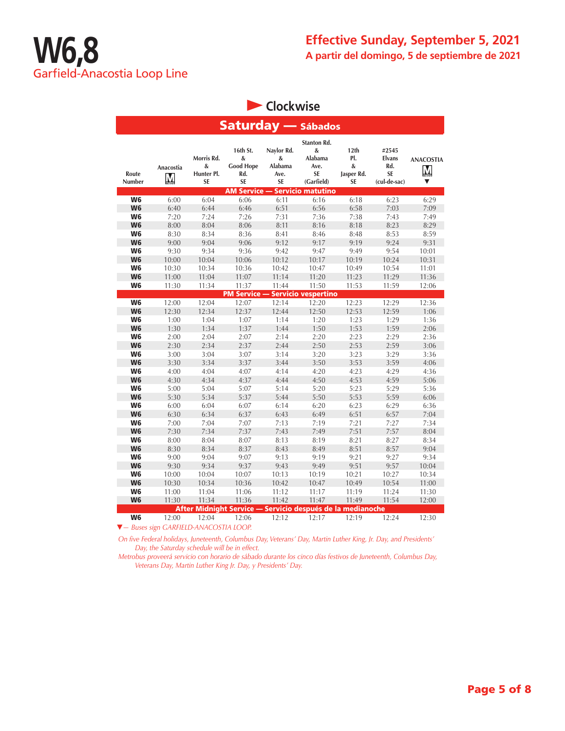# W6,8
## Garfield-Anacostia Loop Line

**Effective Sunday, September 5, 2021**
**A partir del domingo, 5 de septiembre de 2021**

### Clockwise

### Saturday — Sábados

| Route Number | Anacostia M | Morris Rd. & Hunter Pl. SE | 16th St. & Good Hope Rd. SE | Naylor Rd. & Alabama Ave. SE | Stanton Rd. & Alabama Ave. SE (Garfield) | 12th Pl. & Jasper Rd. SE | #2545 Elvans Rd. SE (cul-de-sac) | ANACOSTIA M ▼ |
|---|---|---|---|---|---|---|---|---|
| **AM Service — Servicio matutino** | | | | | | | | |
| **W6** | 6:00 | 6:04 | 6:06 | 6:11 | 6:16 | 6:18 | 6:23 | 6:29 |
| **W6** | 6:40 | 6:44 | 6:46 | 6:51 | 6:56 | 6:58 | 7:03 | 7:09 |
| **W6** | 7:20 | 7:24 | 7:26 | 7:31 | 7:36 | 7:38 | 7:43 | 7:49 |
| **W6** | 8:00 | 8:04 | 8:06 | 8:11 | 8:16 | 8:18 | 8:23 | 8:29 |
| **W6** | 8:30 | 8:34 | 8:36 | 8:41 | 8:46 | 8:48 | 8:53 | 8:59 |
| **W6** | 9:00 | 9:04 | 9:06 | 9:12 | 9:17 | 9:19 | 9:24 | 9:31 |
| **W6** | 9:30 | 9:34 | 9:36 | 9:42 | 9:47 | 9:49 | 9:54 | 10:01 |
| **W6** | 10:00 | 10:04 | 10:06 | 10:12 | 10:17 | 10:19 | 10:24 | 10:31 |
| **W6** | 10:30 | 10:34 | 10:36 | 10:42 | 10:47 | 10:49 | 10:54 | 11:01 |
| **W6** | 11:00 | 11:04 | 11:07 | 11:14 | 11:20 | 11:23 | 11:29 | 11:36 |
| **W6** | 11:30 | 11:34 | 11:37 | 11:44 | 11:50 | 11:53 | 11:59 | 12:06 |
| **PM Service — Servicio vespertino** | | | | | | | | |
| **W6** | 12:00 | 12:04 | 12:07 | 12:14 | 12:20 | 12:23 | 12:29 | 12:36 |
| **W6** | 12:30 | 12:34 | 12:37 | 12:44 | 12:50 | 12:53 | 12:59 | 1:06 |
| **W6** | 1:00 | 1:04 | 1:07 | 1:14 | 1:20 | 1:23 | 1:29 | 1:36 |
| **W6** | 1:30 | 1:34 | 1:37 | 1:44 | 1:50 | 1:53 | 1:59 | 2:06 |
| **W6** | 2:00 | 2:04 | 2:07 | 2:14 | 2:20 | 2:23 | 2:29 | 2:36 |
| **W6** | 2:30 | 2:34 | 2:37 | 2:44 | 2:50 | 2:53 | 2:59 | 3:06 |
| **W6** | 3:00 | 3:04 | 3:07 | 3:14 | 3:20 | 3:23 | 3:29 | 3:36 |
| **W6** | 3:30 | 3:34 | 3:37 | 3:44 | 3:50 | 3:53 | 3:59 | 4:06 |
| **W6** | 4:00 | 4:04 | 4:07 | 4:14 | 4:20 | 4:23 | 4:29 | 4:36 |
| **W6** | 4:30 | 4:34 | 4:37 | 4:44 | 4:50 | 4:53 | 4:59 | 5:06 |
| **W6** | 5:00 | 5:04 | 5:07 | 5:14 | 5:20 | 5:23 | 5:29 | 5:36 |
| **W6** | 5:30 | 5:34 | 5:37 | 5:44 | 5:50 | 5:53 | 5:59 | 6:06 |
| **W6** | 6:00 | 6:04 | 6:07 | 6:14 | 6:20 | 6:23 | 6:29 | 6:36 |
| **W6** | 6:30 | 6:34 | 6:37 | 6:43 | 6:49 | 6:51 | 6:57 | 7:04 |
| **W6** | 7:00 | 7:04 | 7:07 | 7:13 | 7:19 | 7:21 | 7:27 | 7:34 |
| **W6** | 7:30 | 7:34 | 7:37 | 7:43 | 7:49 | 7:51 | 7:57 | 8:04 |
| **W6** | 8:00 | 8:04 | 8:07 | 8:13 | 8:19 | 8:21 | 8:27 | 8:34 |
| **W6** | 8:30 | 8:34 | 8:37 | 8:43 | 8:49 | 8:51 | 8:57 | 9:04 |
| **W6** | 9:00 | 9:04 | 9:07 | 9:13 | 9:19 | 9:21 | 9:27 | 9:34 |
| **W6** | 9:30 | 9:34 | 9:37 | 9:43 | 9:49 | 9:51 | 9:57 | 10:04 |
| **W6** | 10:00 | 10:04 | 10:07 | 10:13 | 10:19 | 10:21 | 10:27 | 10:34 |
| **W6** | 10:30 | 10:34 | 10:36 | 10:42 | 10:47 | 10:49 | 10:54 | 11:00 |
| **W6** | 11:00 | 11:04 | 11:06 | 11:12 | 11:17 | 11:19 | 11:24 | 11:30 |
| **W6** | 11:30 | 11:34 | 11:36 | 11:42 | 11:47 | 11:49 | 11:54 | 12:00 |
| **After Midnight Service — Servicio después de la medianoche** | | | | | | | | |
| **W6** | 12:00 | 12:04 | 12:06 | 12:12 | 12:17 | 12:19 | 12:24 | 12:30 |

*▼— Buses sign GARFIELD-ANACOSTIA LOOP.*

*On five Federal holidays, Juneteenth, Columbus Day, Veterans' Day, Martin Luther King, Jr. Day, and Presidents' Day, the Saturday schedule will be in effect.*

*Metrobus proveerá servicio con horario de sábado durante los cinco días festivos de Juneteenth, Columbus Day, Veterans Day, Martin Luther King Jr. Day, y Presidents' Day.*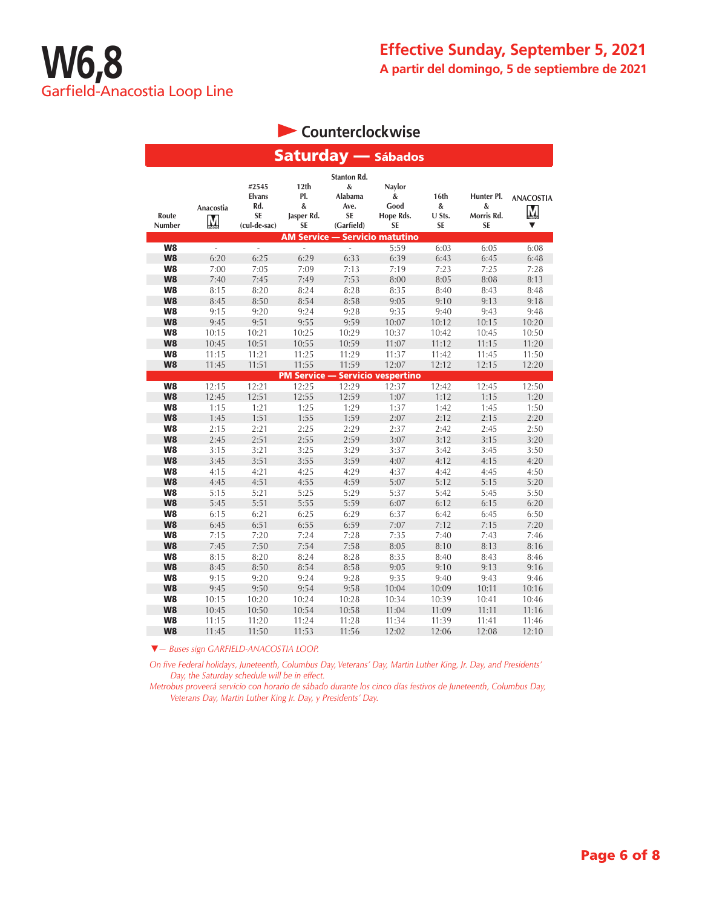# W6,8

## Garfield-Anacostia Loop Line

**Effective Sunday, September 5, 2021**

**A partir del domingo, 5 de septiembre de 2021**

### Counterclockwise

### Saturday — Sábados

| Route Number | Anacostia M | #2545 Elvans Rd. SE (cul-de-sac) | 12th Pl. & Jasper Rd. SE | Stanton Rd. & Alabama Ave. SE (Garfield) | Naylor & Good Hope Rds. SE | 16th & U Sts. SE | Hunter Pl. & Morris Rd. SE | ANACOSTIA M ▼ |
|---|---|---|---|---|---|---|---|---|
| **AM Service — Servicio matutino** | | | | | | | | |
| W8 | - | - | - | - | 5:59 | 6:03 | 6:05 | 6:08 |
| W8 | 6:20 | 6:25 | 6:29 | 6:33 | 6:39 | 6:43 | 6:45 | 6:48 |
| W8 | 7:00 | 7:05 | 7:09 | 7:13 | 7:19 | 7:23 | 7:25 | 7:28 |
| W8 | 7:40 | 7:45 | 7:49 | 7:53 | 8:00 | 8:05 | 8:08 | 8:13 |
| W8 | 8:15 | 8:20 | 8:24 | 8:28 | 8:35 | 8:40 | 8:43 | 8:48 |
| W8 | 8:45 | 8:50 | 8:54 | 8:58 | 9:05 | 9:10 | 9:13 | 9:18 |
| W8 | 9:15 | 9:20 | 9:24 | 9:28 | 9:35 | 9:40 | 9:43 | 9:48 |
| W8 | 9:45 | 9:51 | 9:55 | 9:59 | 10:07 | 10:12 | 10:15 | 10:20 |
| W8 | 10:15 | 10:21 | 10:25 | 10:29 | 10:37 | 10:42 | 10:45 | 10:50 |
| W8 | 10:45 | 10:51 | 10:55 | 10:59 | 11:07 | 11:12 | 11:15 | 11:20 |
| W8 | 11:15 | 11:21 | 11:25 | 11:29 | 11:37 | 11:42 | 11:45 | 11:50 |
| W8 | 11:45 | 11:51 | 11:55 | 11:59 | 12:07 | 12:12 | 12:15 | 12:20 |
| **PM Service — Servicio vespertino** | | | | | | | | |
| W8 | 12:15 | 12:21 | 12:25 | 12:29 | 12:37 | 12:42 | 12:45 | 12:50 |
| W8 | 12:45 | 12:51 | 12:55 | 12:59 | 1:07 | 1:12 | 1:15 | 1:20 |
| W8 | 1:15 | 1:21 | 1:25 | 1:29 | 1:37 | 1:42 | 1:45 | 1:50 |
| W8 | 1:45 | 1:51 | 1:55 | 1:59 | 2:07 | 2:12 | 2:15 | 2:20 |
| W8 | 2:15 | 2:21 | 2:25 | 2:29 | 2:37 | 2:42 | 2:45 | 2:50 |
| W8 | 2:45 | 2:51 | 2:55 | 2:59 | 3:07 | 3:12 | 3:15 | 3:20 |
| W8 | 3:15 | 3:21 | 3:25 | 3:29 | 3:37 | 3:42 | 3:45 | 3:50 |
| W8 | 3:45 | 3:51 | 3:55 | 3:59 | 4:07 | 4:12 | 4:15 | 4:20 |
| W8 | 4:15 | 4:21 | 4:25 | 4:29 | 4:37 | 4:42 | 4:45 | 4:50 |
| W8 | 4:45 | 4:51 | 4:55 | 4:59 | 5:07 | 5:12 | 5:15 | 5:20 |
| W8 | 5:15 | 5:21 | 5:25 | 5:29 | 5:37 | 5:42 | 5:45 | 5:50 |
| W8 | 5:45 | 5:51 | 5:55 | 5:59 | 6:07 | 6:12 | 6:15 | 6:20 |
| W8 | 6:15 | 6:21 | 6:25 | 6:29 | 6:37 | 6:42 | 6:45 | 6:50 |
| W8 | 6:45 | 6:51 | 6:55 | 6:59 | 7:07 | 7:12 | 7:15 | 7:20 |
| W8 | 7:15 | 7:20 | 7:24 | 7:28 | 7:35 | 7:40 | 7:43 | 7:46 |
| W8 | 7:45 | 7:50 | 7:54 | 7:58 | 8:05 | 8:10 | 8:13 | 8:16 |
| W8 | 8:15 | 8:20 | 8:24 | 8:28 | 8:35 | 8:40 | 8:43 | 8:46 |
| W8 | 8:45 | 8:50 | 8:54 | 8:58 | 9:05 | 9:10 | 9:13 | 9:16 |
| W8 | 9:15 | 9:20 | 9:24 | 9:28 | 9:35 | 9:40 | 9:43 | 9:46 |
| W8 | 9:45 | 9:50 | 9:54 | 9:58 | 10:04 | 10:09 | 10:11 | 10:16 |
| W8 | 10:15 | 10:20 | 10:24 | 10:28 | 10:34 | 10:39 | 10:41 | 10:46 |
| W8 | 10:45 | 10:50 | 10:54 | 10:58 | 11:04 | 11:09 | 11:11 | 11:16 |
| W8 | 11:15 | 11:20 | 11:24 | 11:28 | 11:34 | 11:39 | 11:41 | 11:46 |
| W8 | 11:45 | 11:50 | 11:53 | 11:56 | 12:02 | 12:06 | 12:08 | 12:10 |

*▼— Buses sign GARFIELD-ANACOSTIA LOOP.*

*On five Federal holidays, Juneteenth, Columbus Day, Veterans' Day, Martin Luther King, Jr. Day, and Presidents' Day, the Saturday schedule will be in effect.*

*Metrobus proveerá servicio con horario de sábado durante los cinco días festivos de Juneteenth, Columbus Day, Veterans Day, Martin Luther King Jr. Day, y Presidents' Day.*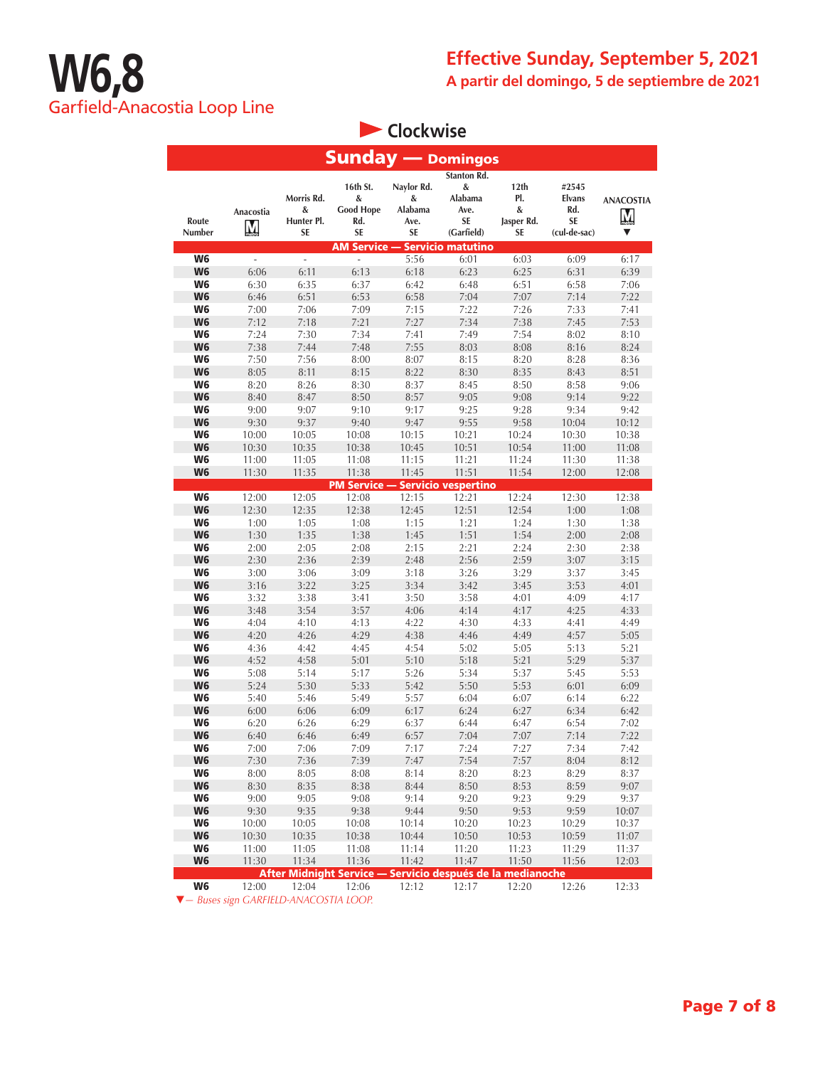# W6,8

Garfield-Anacostia Loop Line

**Effective Sunday, September 5, 2021**

**A partir del domingo, 5 de septiembre de 2021**

## Clockwise

### Sunday — Domingos

| Route Number | Anacostia M | Morris Rd. & Hunter Pl. SE | 16th St. & Good Hope Rd. SE | Naylor Rd. & Alabama Ave. SE | Stanton Rd. & Alabama Ave. SE (Garfield) | 12th Pl. & Jasper Rd. SE | #2545 Elvans Rd. SE (cul-de-sac) | ANACOSTIA M ▼ |
|---|---|---|---|---|---|---|---|---|
| **AM Service — Servicio matutino** | | | | | | | | |
| W6 | - | - | - | 5:56 | 6:01 | 6:03 | 6:09 | 6:17 |
| W6 | 6:06 | 6:11 | 6:13 | 6:18 | 6:23 | 6:25 | 6:31 | 6:39 |
| W6 | 6:30 | 6:35 | 6:37 | 6:42 | 6:48 | 6:51 | 6:58 | 7:06 |
| W6 | 6:46 | 6:51 | 6:53 | 6:58 | 7:04 | 7:07 | 7:14 | 7:22 |
| W6 | 7:00 | 7:06 | 7:09 | 7:15 | 7:22 | 7:26 | 7:33 | 7:41 |
| W6 | 7:12 | 7:18 | 7:21 | 7:27 | 7:34 | 7:38 | 7:45 | 7:53 |
| W6 | 7:24 | 7:30 | 7:34 | 7:41 | 7:49 | 7:54 | 8:02 | 8:10 |
| W6 | 7:38 | 7:44 | 7:48 | 7:55 | 8:03 | 8:08 | 8:16 | 8:24 |
| W6 | 7:50 | 7:56 | 8:00 | 8:07 | 8:15 | 8:20 | 8:28 | 8:36 |
| W6 | 8:05 | 8:11 | 8:15 | 8:22 | 8:30 | 8:35 | 8:43 | 8:51 |
| W6 | 8:20 | 8:26 | 8:30 | 8:37 | 8:45 | 8:50 | 8:58 | 9:06 |
| W6 | 8:40 | 8:47 | 8:50 | 8:57 | 9:05 | 9:08 | 9:14 | 9:22 |
| W6 | 9:00 | 9:07 | 9:10 | 9:17 | 9:25 | 9:28 | 9:34 | 9:42 |
| W6 | 9:30 | 9:37 | 9:40 | 9:47 | 9:55 | 9:58 | 10:04 | 10:12 |
| W6 | 10:00 | 10:05 | 10:08 | 10:15 | 10:21 | 10:24 | 10:30 | 10:38 |
| W6 | 10:30 | 10:35 | 10:38 | 10:45 | 10:51 | 10:54 | 11:00 | 11:08 |
| W6 | 11:00 | 11:05 | 11:08 | 11:15 | 11:21 | 11:24 | 11:30 | 11:38 |
| W6 | 11:30 | 11:35 | 11:38 | 11:45 | 11:51 | 11:54 | 12:00 | 12:08 |
| **PM Service — Servicio vespertino** | | | | | | | | |
| W6 | 12:00 | 12:05 | 12:08 | 12:15 | 12:21 | 12:24 | 12:30 | 12:38 |
| W6 | 12:30 | 12:35 | 12:38 | 12:45 | 12:51 | 12:54 | 1:00 | 1:08 |
| W6 | 1:00 | 1:05 | 1:08 | 1:15 | 1:21 | 1:24 | 1:30 | 1:38 |
| W6 | 1:30 | 1:35 | 1:38 | 1:45 | 1:51 | 1:54 | 2:00 | 2:08 |
| W6 | 2:00 | 2:05 | 2:08 | 2:15 | 2:21 | 2:24 | 2:30 | 2:38 |
| W6 | 2:30 | 2:36 | 2:39 | 2:48 | 2:56 | 2:59 | 3:07 | 3:15 |
| W6 | 3:00 | 3:06 | 3:09 | 3:18 | 3:26 | 3:29 | 3:37 | 3:45 |
| W6 | 3:16 | 3:22 | 3:25 | 3:34 | 3:42 | 3:45 | 3:53 | 4:01 |
| W6 | 3:32 | 3:38 | 3:41 | 3:50 | 3:58 | 4:01 | 4:09 | 4:17 |
| W6 | 3:48 | 3:54 | 3:57 | 4:06 | 4:14 | 4:17 | 4:25 | 4:33 |
| W6 | 4:04 | 4:10 | 4:13 | 4:22 | 4:30 | 4:33 | 4:41 | 4:49 |
| W6 | 4:20 | 4:26 | 4:29 | 4:38 | 4:46 | 4:49 | 4:57 | 5:05 |
| W6 | 4:36 | 4:42 | 4:45 | 4:54 | 5:02 | 5:05 | 5:13 | 5:21 |
| W6 | 4:52 | 4:58 | 5:01 | 5:10 | 5:18 | 5:21 | 5:29 | 5:37 |
| W6 | 5:08 | 5:14 | 5:17 | 5:26 | 5:34 | 5:37 | 5:45 | 5:53 |
| W6 | 5:24 | 5:30 | 5:33 | 5:42 | 5:50 | 5:53 | 6:01 | 6:09 |
| W6 | 5:40 | 5:46 | 5:49 | 5:57 | 6:04 | 6:07 | 6:14 | 6:22 |
| W6 | 6:00 | 6:06 | 6:09 | 6:17 | 6:24 | 6:27 | 6:34 | 6:42 |
| W6 | 6:20 | 6:26 | 6:29 | 6:37 | 6:44 | 6:47 | 6:54 | 7:02 |
| W6 | 6:40 | 6:46 | 6:49 | 6:57 | 7:04 | 7:07 | 7:14 | 7:22 |
| W6 | 7:00 | 7:06 | 7:09 | 7:17 | 7:24 | 7:27 | 7:34 | 7:42 |
| W6 | 7:30 | 7:36 | 7:39 | 7:47 | 7:54 | 7:57 | 8:04 | 8:12 |
| W6 | 8:00 | 8:05 | 8:08 | 8:14 | 8:20 | 8:23 | 8:29 | 8:37 |
| W6 | 8:30 | 8:35 | 8:38 | 8:44 | 8:50 | 8:53 | 8:59 | 9:07 |
| W6 | 9:00 | 9:05 | 9:08 | 9:14 | 9:20 | 9:23 | 9:29 | 9:37 |
| W6 | 9:30 | 9:35 | 9:38 | 9:44 | 9:50 | 9:53 | 9:59 | 10:07 |
| W6 | 10:00 | 10:05 | 10:08 | 10:14 | 10:20 | 10:23 | 10:29 | 10:37 |
| W6 | 10:30 | 10:35 | 10:38 | 10:44 | 10:50 | 10:53 | 10:59 | 11:07 |
| W6 | 11:00 | 11:05 | 11:08 | 11:14 | 11:20 | 11:23 | 11:29 | 11:37 |
| W6 | 11:30 | 11:34 | 11:36 | 11:42 | 11:47 | 11:50 | 11:56 | 12:03 |
| **After Midnight Service — Servicio después de la medianoche** | | | | | | | | |
| W6 | 12:00 | 12:04 | 12:06 | 12:12 | 12:17 | 12:20 | 12:26 | 12:33 |

▼ – *Buses sign GARFIELD-ANACOSTIA LOOP.*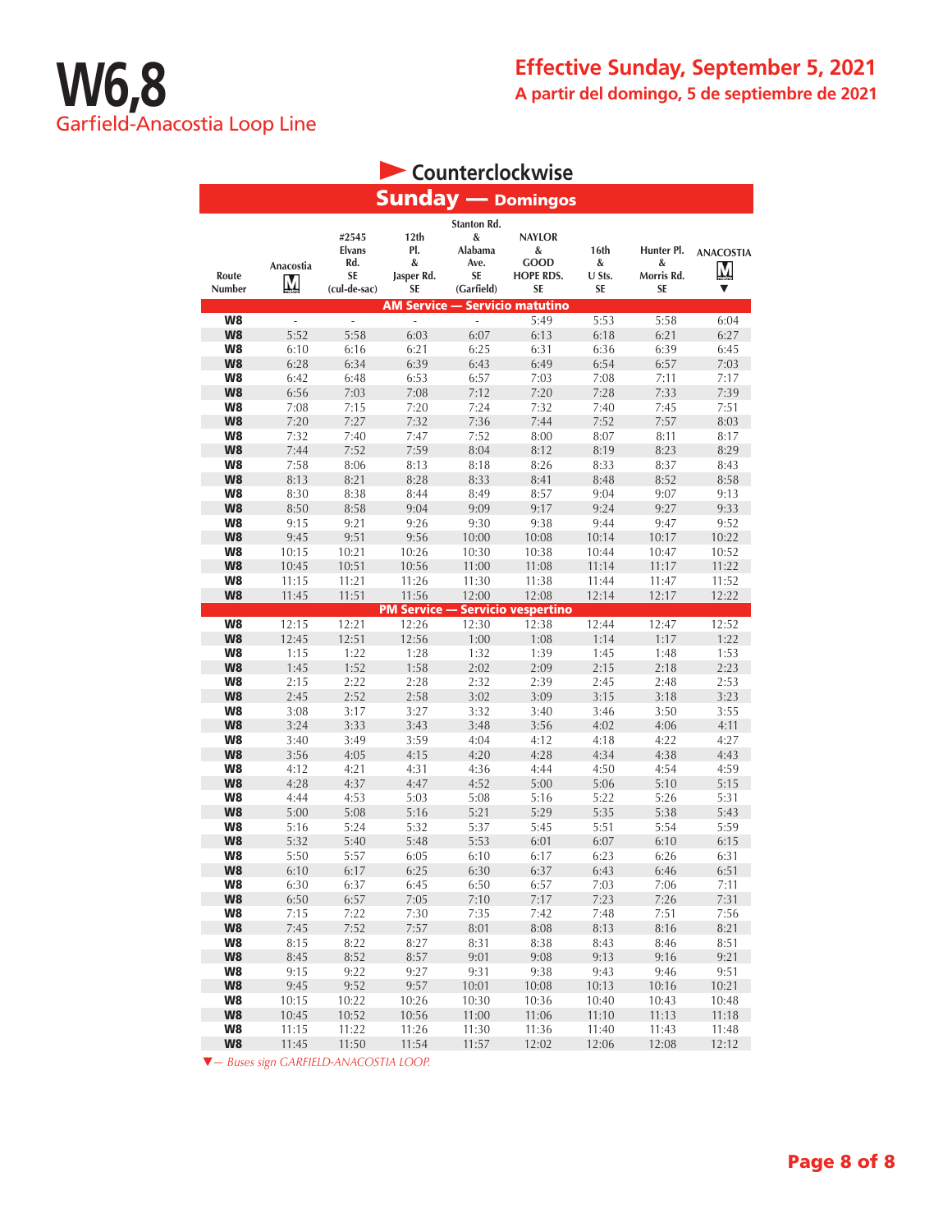# W6,8

Garfield-Anacostia Loop Line

## Effective Sunday, September 5, 2021

**A partir del domingo, 5 de septiembre de 2021**

### Counterclockwise

### Sunday — Domingos

| Route Number | Anacostia M | #2545 Elvans Rd. SE (cul-de-sac) | 12th Pl. & Jasper Rd. SE | Stanton Rd. & Alabama Ave. SE (Garfield) | NAYLOR & GOOD HOPE RDS. SE | 16th & U Sts. SE | Hunter Pl. & Morris Rd. SE | ANACOSTIA M ▼ |
|---|---|---|---|---|---|---|---|---|
| **AM Service — Servicio matutino** | | | | | | | | |
| W8 | - | - | - | - | 5:49 | 5:53 | 5:58 | 6:04 |
| W8 | 5:52 | 5:58 | 6:03 | 6:07 | 6:13 | 6:18 | 6:21 | 6:27 |
| W8 | 6:10 | 6:16 | 6:21 | 6:25 | 6:31 | 6:36 | 6:39 | 6:45 |
| W8 | 6:28 | 6:34 | 6:39 | 6:43 | 6:49 | 6:54 | 6:57 | 7:03 |
| W8 | 6:42 | 6:48 | 6:53 | 6:57 | 7:03 | 7:08 | 7:11 | 7:17 |
| W8 | 6:56 | 7:03 | 7:08 | 7:12 | 7:20 | 7:28 | 7:33 | 7:39 |
| W8 | 7:08 | 7:15 | 7:20 | 7:24 | 7:32 | 7:40 | 7:45 | 7:51 |
| W8 | 7:20 | 7:27 | 7:32 | 7:36 | 7:44 | 7:52 | 7:57 | 8:03 |
| W8 | 7:32 | 7:40 | 7:47 | 7:52 | 8:00 | 8:07 | 8:11 | 8:17 |
| W8 | 7:44 | 7:52 | 7:59 | 8:04 | 8:12 | 8:19 | 8:23 | 8:29 |
| W8 | 7:58 | 8:06 | 8:13 | 8:18 | 8:26 | 8:33 | 8:37 | 8:43 |
| W8 | 8:13 | 8:21 | 8:28 | 8:33 | 8:41 | 8:48 | 8:52 | 8:58 |
| W8 | 8:30 | 8:38 | 8:44 | 8:49 | 8:57 | 9:04 | 9:07 | 9:13 |
| W8 | 8:50 | 8:58 | 9:04 | 9:09 | 9:17 | 9:24 | 9:27 | 9:33 |
| W8 | 9:15 | 9:21 | 9:26 | 9:30 | 9:38 | 9:44 | 9:47 | 9:52 |
| W8 | 9:45 | 9:51 | 9:56 | 10:00 | 10:08 | 10:14 | 10:17 | 10:22 |
| W8 | 10:15 | 10:21 | 10:26 | 10:30 | 10:38 | 10:44 | 10:47 | 10:52 |
| W8 | 10:45 | 10:51 | 10:56 | 11:00 | 11:08 | 11:14 | 11:17 | 11:22 |
| W8 | 11:15 | 11:21 | 11:26 | 11:30 | 11:38 | 11:44 | 11:47 | 11:52 |
| W8 | 11:45 | 11:51 | 11:56 | 12:00 | 12:08 | 12:14 | 12:17 | 12:22 |
| **PM Service — Servicio vespertino** | | | | | | | | |
| W8 | 12:15 | 12:21 | 12:26 | 12:30 | 12:38 | 12:44 | 12:47 | 12:52 |
| W8 | 12:45 | 12:51 | 12:56 | 1:00 | 1:08 | 1:14 | 1:17 | 1:22 |
| W8 | 1:15 | 1:22 | 1:28 | 1:32 | 1:39 | 1:45 | 1:48 | 1:53 |
| W8 | 1:45 | 1:52 | 1:58 | 2:02 | 2:09 | 2:15 | 2:18 | 2:23 |
| W8 | 2:15 | 2:22 | 2:28 | 2:32 | 2:39 | 2:45 | 2:48 | 2:53 |
| W8 | 2:45 | 2:52 | 2:58 | 3:02 | 3:09 | 3:15 | 3:18 | 3:23 |
| W8 | 3:08 | 3:17 | 3:27 | 3:32 | 3:40 | 3:46 | 3:50 | 3:55 |
| W8 | 3:24 | 3:33 | 3:43 | 3:48 | 3:56 | 4:02 | 4:06 | 4:11 |
| W8 | 3:40 | 3:49 | 3:59 | 4:04 | 4:12 | 4:18 | 4:22 | 4:27 |
| W8 | 3:56 | 4:05 | 4:15 | 4:20 | 4:28 | 4:34 | 4:38 | 4:43 |
| W8 | 4:12 | 4:21 | 4:31 | 4:36 | 4:44 | 4:50 | 4:54 | 4:59 |
| W8 | 4:28 | 4:37 | 4:47 | 4:52 | 5:00 | 5:06 | 5:10 | 5:15 |
| W8 | 4:44 | 4:53 | 5:03 | 5:08 | 5:16 | 5:22 | 5:26 | 5:31 |
| W8 | 5:00 | 5:08 | 5:16 | 5:21 | 5:29 | 5:35 | 5:38 | 5:43 |
| W8 | 5:16 | 5:24 | 5:32 | 5:37 | 5:45 | 5:51 | 5:54 | 5:59 |
| W8 | 5:32 | 5:40 | 5:48 | 5:53 | 6:01 | 6:07 | 6:10 | 6:15 |
| W8 | 5:50 | 5:57 | 6:05 | 6:10 | 6:17 | 6:23 | 6:26 | 6:31 |
| W8 | 6:10 | 6:17 | 6:25 | 6:30 | 6:37 | 6:43 | 6:46 | 6:51 |
| W8 | 6:30 | 6:37 | 6:45 | 6:50 | 6:57 | 7:03 | 7:06 | 7:11 |
| W8 | 6:50 | 6:57 | 7:05 | 7:10 | 7:17 | 7:23 | 7:26 | 7:31 |
| W8 | 7:15 | 7:22 | 7:30 | 7:35 | 7:42 | 7:48 | 7:51 | 7:56 |
| W8 | 7:45 | 7:52 | 7:57 | 8:01 | 8:08 | 8:13 | 8:16 | 8:21 |
| W8 | 8:15 | 8:22 | 8:27 | 8:31 | 8:38 | 8:43 | 8:46 | 8:51 |
| W8 | 8:45 | 8:52 | 8:57 | 9:01 | 9:08 | 9:13 | 9:16 | 9:21 |
| W8 | 9:15 | 9:22 | 9:27 | 9:31 | 9:38 | 9:43 | 9:46 | 9:51 |
| W8 | 9:45 | 9:52 | 9:57 | 10:01 | 10:08 | 10:13 | 10:16 | 10:21 |
| W8 | 10:15 | 10:22 | 10:26 | 10:30 | 10:36 | 10:40 | 10:43 | 10:48 |
| W8 | 10:45 | 10:52 | 10:56 | 11:00 | 11:06 | 11:10 | 11:13 | 11:18 |
| W8 | 11:15 | 11:22 | 11:26 | 11:30 | 11:36 | 11:40 | 11:43 | 11:48 |
| W8 | 11:45 | 11:50 | 11:54 | 11:57 | 12:02 | 12:06 | 12:08 | 12:12 |

*▼— Buses sign GARFIELD-ANACOSTIA LOOP.*